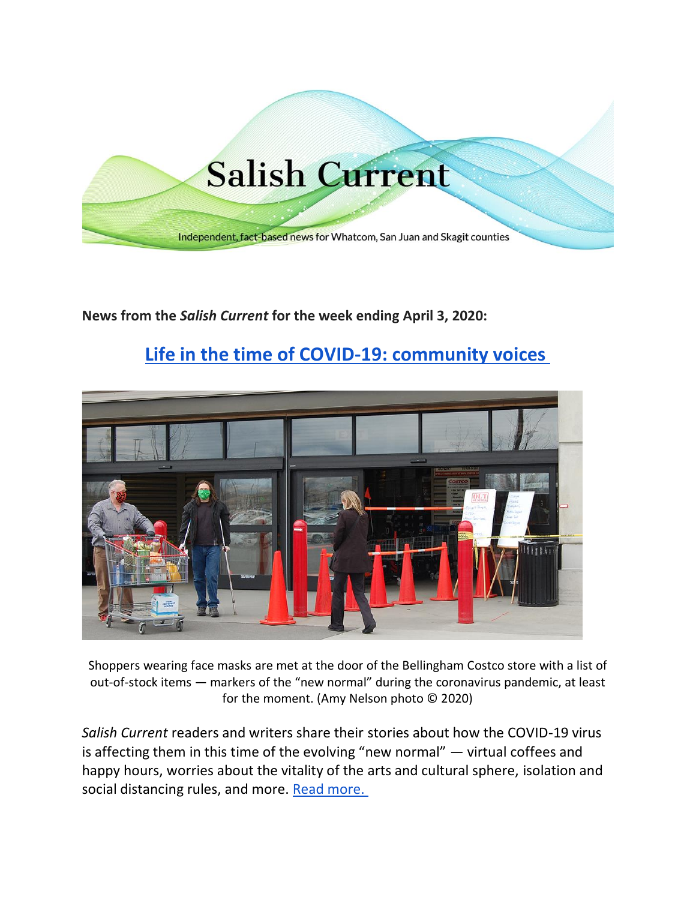# Salish Current

Independent, fact-based news for Whatcom, San Juan and Skagit counties

**News from the *Salish Current* for the week ending April 3, 2020:**

## Life in the time of COVID-19: community voices

Shoppers wearing face masks are met at the door of the Bellingham Costco store with a list of out-of-stock items — markers of the "new normal" during the coronavirus pandemic, at least for the moment. (Amy Nelson photo © 2020)

*Salish Current* readers and writers share their stories about how the COVID-19 virus is affecting them in this time of the evolving "new normal" — virtual coffees and happy hours, worries about the vitality of the arts and cultural sphere, isolation and social distancing rules, and more. Read more.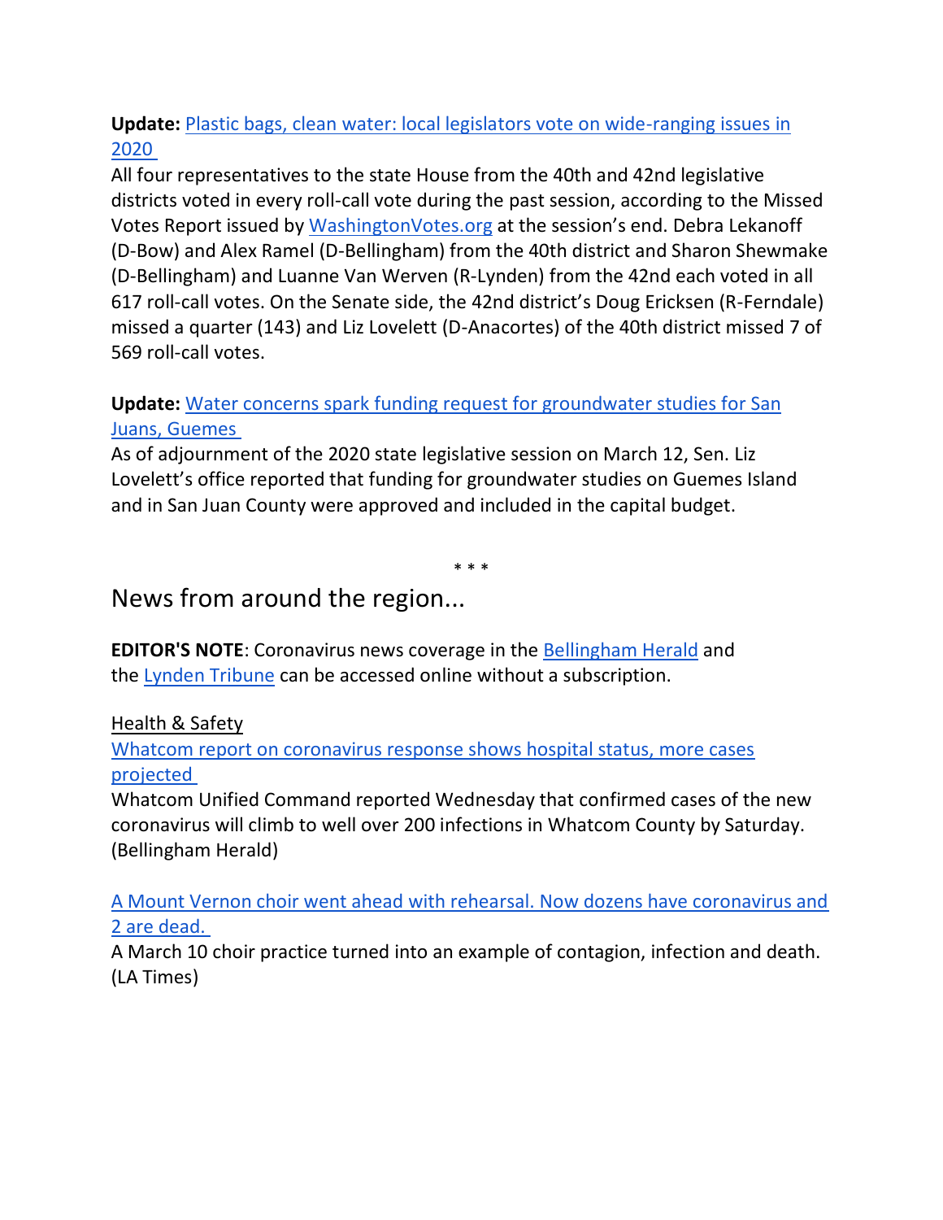**Update:** Plastic bags, clean water: local legislators vote on wide-ranging issues in 2020

All four representatives to the state House from the 40th and 42nd legislative districts voted in every roll-call vote during the past session, according to the Missed Votes Report issued by WashingtonVotes.org at the session's end. Debra Lekanoff (D-Bow) and Alex Ramel (D-Bellingham) from the 40th district and Sharon Shewmake (D-Bellingham) and Luanne Van Werven (R-Lynden) from the 42nd each voted in all 617 roll-call votes. On the Senate side, the 42nd district's Doug Ericksen (R-Ferndale) missed a quarter (143) and Liz Lovelett (D-Anacortes) of the 40th district missed 7 of 569 roll-call votes.

**Update:** Water concerns spark funding request for groundwater studies for San Juans, Guemes

As of adjournment of the 2020 state legislative session on March 12, Sen. Liz Lovelett's office reported that funding for groundwater studies on Guemes Island and in San Juan County were approved and included in the capital budget.

\* \* \*

## News from around the region...

**EDITOR'S NOTE**: Coronavirus news coverage in the Bellingham Herald and the Lynden Tribune can be accessed online without a subscription.

Health & Safety

Whatcom report on coronavirus response shows hospital status, more cases projected

Whatcom Unified Command reported Wednesday that confirmed cases of the new coronavirus will climb to well over 200 infections in Whatcom County by Saturday. (Bellingham Herald)

A Mount Vernon choir went ahead with rehearsal. Now dozens have coronavirus and 2 are dead.

A March 10 choir practice turned into an example of contagion, infection and death. (LA Times)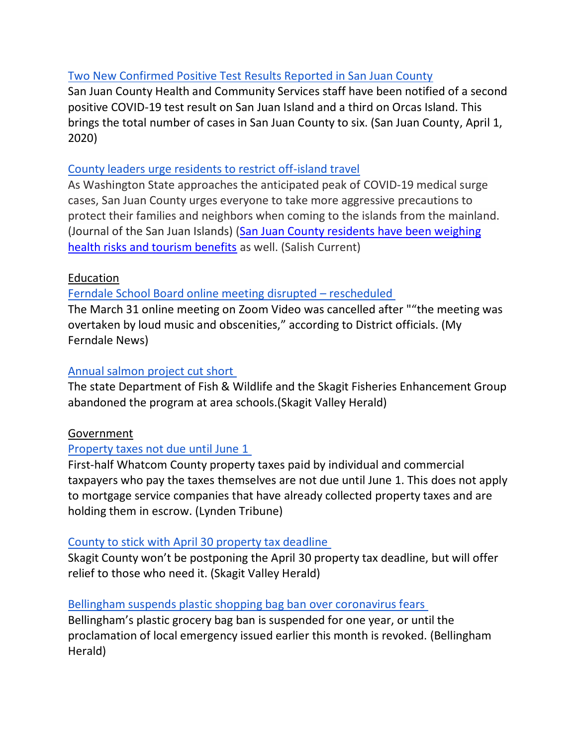[Two New Confirmed Positive Test Results Reported in San Juan County]

San Juan County Health and Community Services staff have been notified of a second positive COVID-19 test result on San Juan Island and a third on Orcas Island. This brings the total number of cases in San Juan County to six. (San Juan County, April 1, 2020)

[County leaders urge residents to restrict off-island travel]

As Washington State approaches the anticipated peak of COVID-19 medical surge cases, San Juan County urges everyone to take more aggressive precautions to protect their families and neighbors when coming to the islands from the mainland. (Journal of the San Juan Islands) ([San Juan County residents have been weighing health risks and tourism benefits] as well. (Salish Current)

## Education

[Ferndale School Board online meeting disrupted – rescheduled]

The March 31 online meeting on Zoom Video was cancelled after "“the meeting was overtaken by loud music and obscenities,” according to District officials. (My Ferndale News)

[Annual salmon project cut short]

The state Department of Fish & Wildlife and the Skagit Fisheries Enhancement Group abandoned the program at area schools.(Skagit Valley Herald)

## Government

[Property taxes not due until June 1]

First-half Whatcom County property taxes paid by individual and commercial taxpayers who pay the taxes themselves are not due until June 1. This does not apply to mortgage service companies that have already collected property taxes and are holding them in escrow. (Lynden Tribune)

[County to stick with April 30 property tax deadline]

Skagit County won’t be postponing the April 30 property tax deadline, but will offer relief to those who need it. (Skagit Valley Herald)

[Bellingham suspends plastic shopping bag ban over coronavirus fears]

Bellingham’s plastic grocery bag ban is suspended for one year, or until the proclamation of local emergency issued earlier this month is revoked. (Bellingham Herald)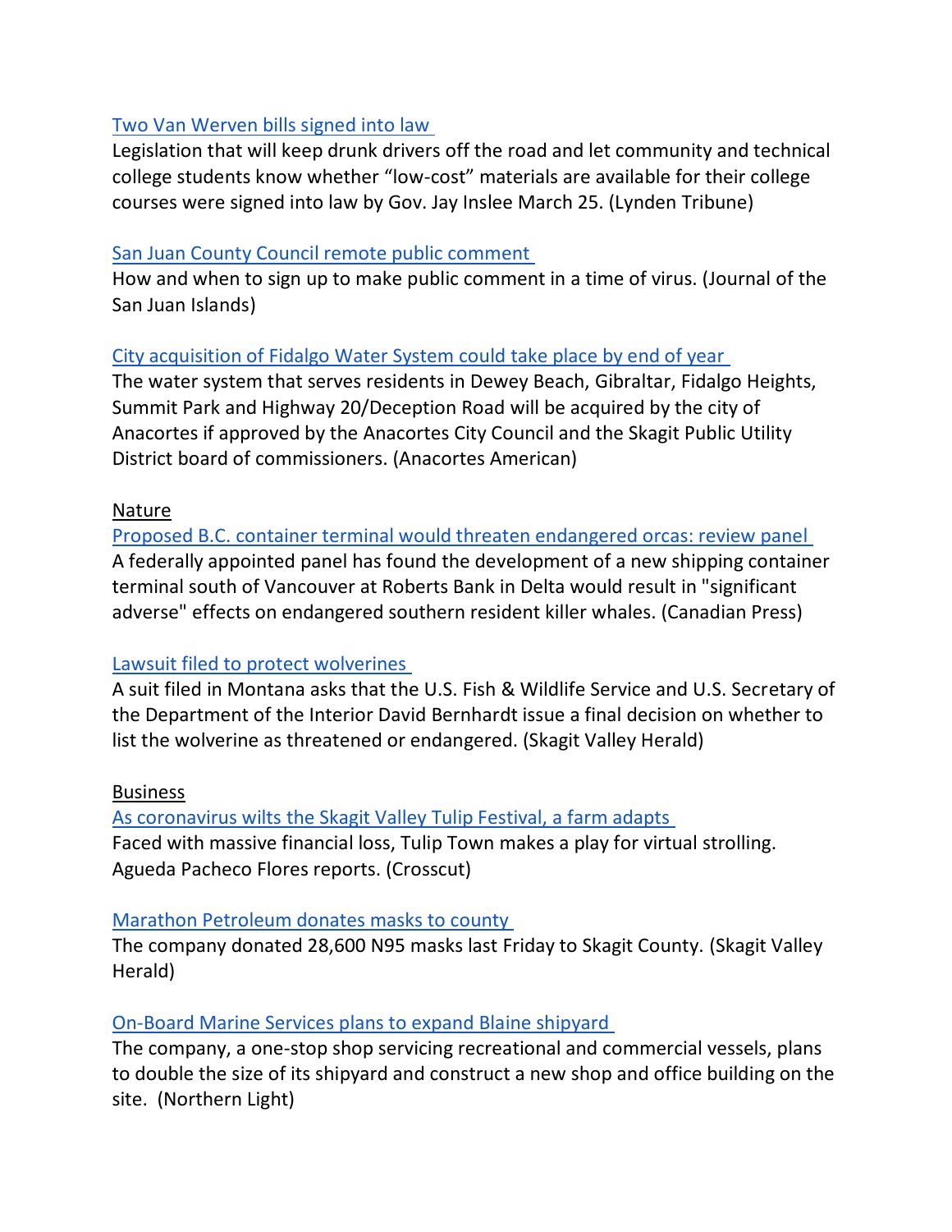Two Van Werven bills signed into law

Legislation that will keep drunk drivers off the road and let community and technical college students know whether “low-cost” materials are available for their college courses were signed into law by Gov. Jay Inslee March 25. (Lynden Tribune)

San Juan County Council remote public comment

How and when to sign up to make public comment in a time of virus. (Journal of the San Juan Islands)

City acquisition of Fidalgo Water System could take place by end of year

The water system that serves residents in Dewey Beach, Gibraltar, Fidalgo Heights, Summit Park and Highway 20/Deception Road will be acquired by the city of Anacortes if approved by the Anacortes City Council and the Skagit Public Utility District board of commissioners. (Anacortes American)

Nature

Proposed B.C. container terminal would threaten endangered orcas: review panel

A federally appointed panel has found the development of a new shipping container terminal south of Vancouver at Roberts Bank in Delta would result in "significant adverse" effects on endangered southern resident killer whales. (Canadian Press)

Lawsuit filed to protect wolverines

A suit filed in Montana asks that the U.S. Fish & Wildlife Service and U.S. Secretary of the Department of the Interior David Bernhardt issue a final decision on whether to list the wolverine as threatened or endangered. (Skagit Valley Herald)

Business

As coronavirus wilts the Skagit Valley Tulip Festival, a farm adapts

Faced with massive financial loss, Tulip Town makes a play for virtual strolling. Agueda Pacheco Flores reports. (Crosscut)

Marathon Petroleum donates masks to county

The company donated 28,600 N95 masks last Friday to Skagit County. (Skagit Valley Herald)

On-Board Marine Services plans to expand Blaine shipyard

The company, a one-stop shop servicing recreational and commercial vessels, plans to double the size of its shipyard and construct a new shop and office building on the site. (Northern Light)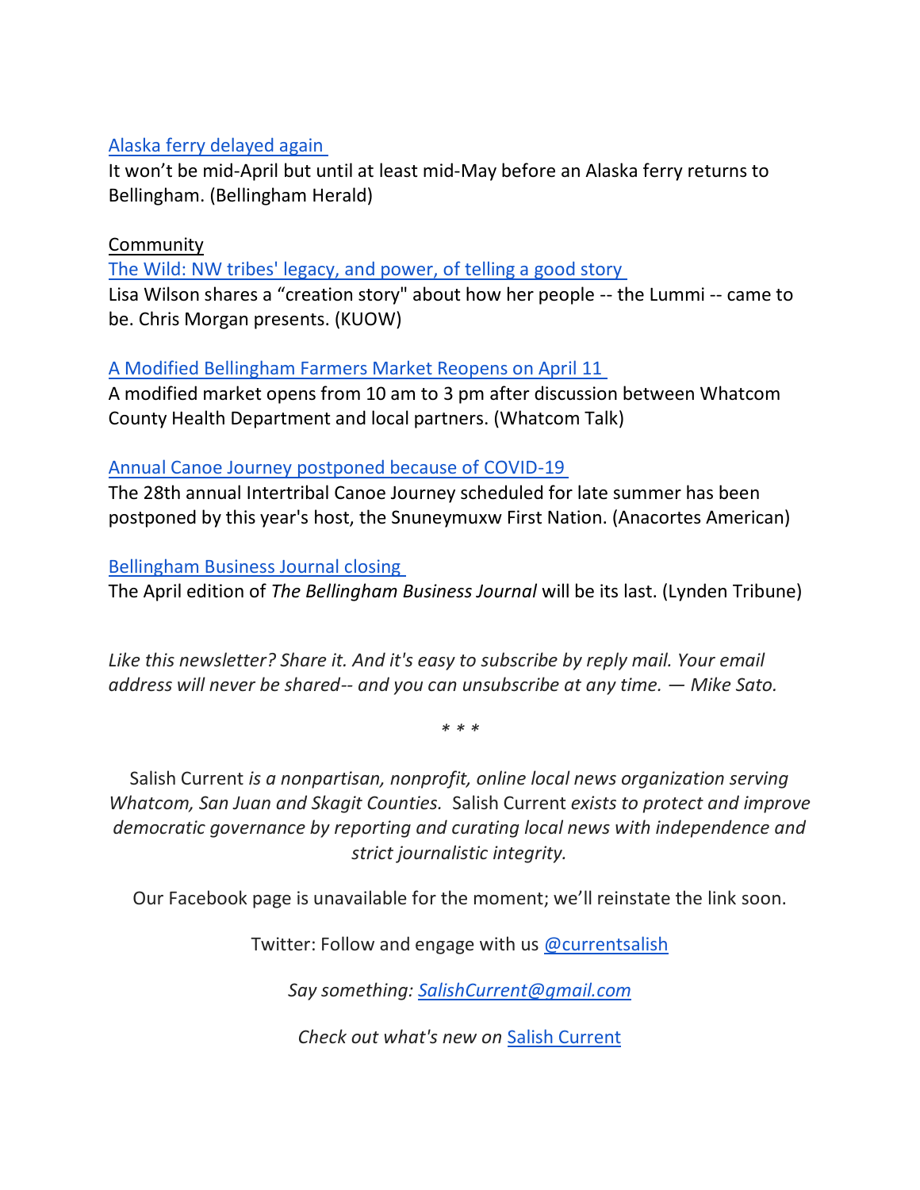Alaska ferry delayed again

It won't be mid-April but until at least mid-May before an Alaska ferry returns to Bellingham. (Bellingham Herald)

Community

The Wild: NW tribes' legacy, and power, of telling a good story

Lisa Wilson shares a "creation story" about how her people -- the Lummi -- came to be. Chris Morgan presents. (KUOW)

A Modified Bellingham Farmers Market Reopens on April 11

A modified market opens from 10 am to 3 pm after discussion between Whatcom County Health Department and local partners. (Whatcom Talk)

Annual Canoe Journey postponed because of COVID-19

The 28th annual Intertribal Canoe Journey scheduled for late summer has been postponed by this year's host, the Snuneymuxw First Nation. (Anacortes American)

Bellingham Business Journal closing

The April edition of *The Bellingham Business Journal* will be its last. (Lynden Tribune)

*Like this newsletter? Share it. And it's easy to subscribe by reply mail. Your email address will never be shared-- and you can unsubscribe at any time. — Mike Sato.*

\* \* \*

Salish Current *is a nonpartisan, nonprofit, online local news organization serving Whatcom, San Juan and Skagit Counties.* Salish Current *exists to protect and improve democratic governance by reporting and curating local news with independence and strict journalistic integrity.*

Our Facebook page is unavailable for the moment; we'll reinstate the link soon.

Twitter: Follow and engage with us @currentsalish

*Say something: SalishCurrent@gmail.com*

*Check out what's new on* Salish Current